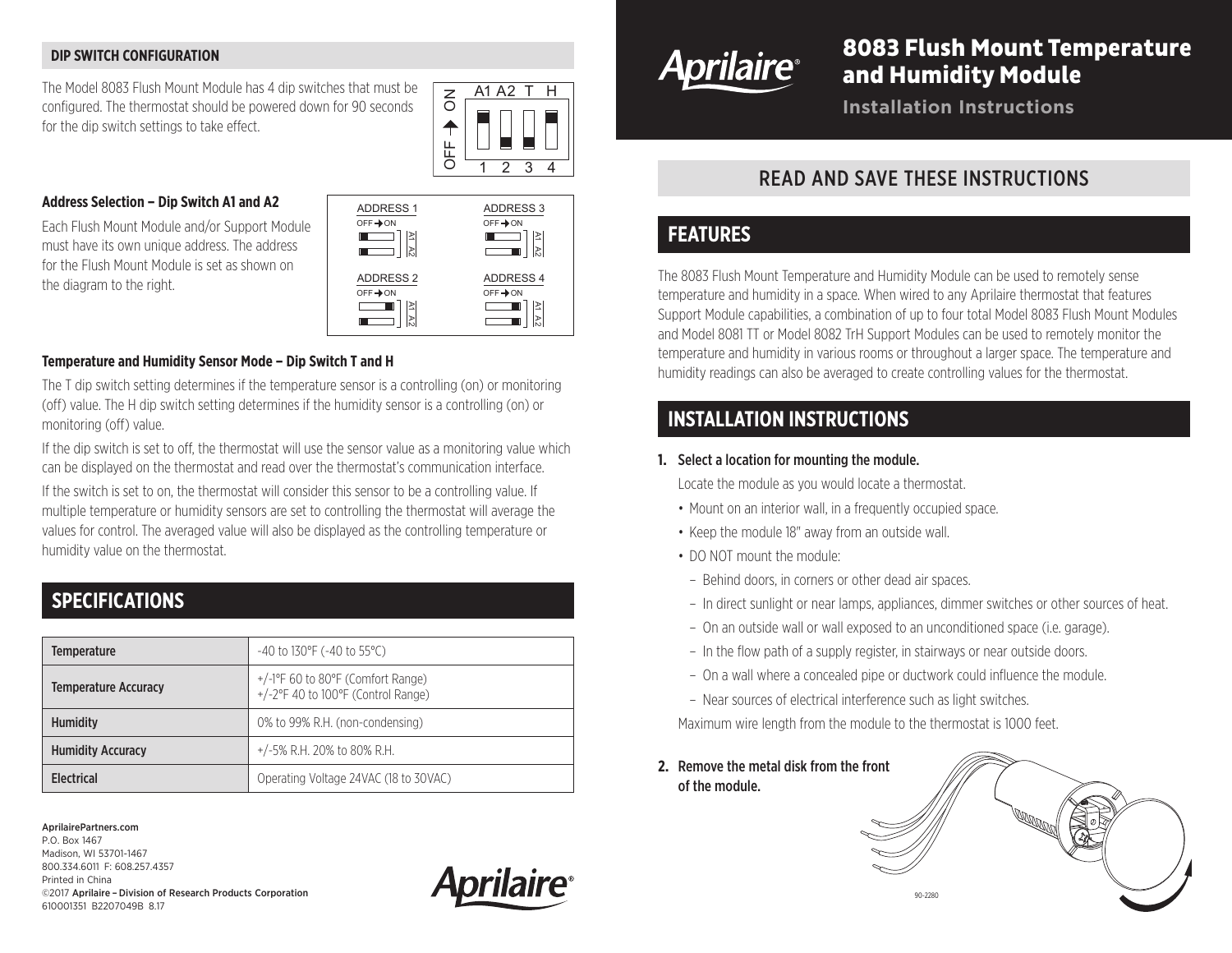# 8083 Flush Mount Temperature and Humidity Module

**Installation Instructions**

## READ AND SAVE THESE INSTRUCTIONS

## FEATURES

The 8083 Flush Mount Temperature and Humidity Module can be used to remotely sense temperature and humidity in a space. When wired to any Aprilaire thermostat that features Support Module capabilities, a combination of up to four total Model 8083 Flush Mount Modules and Model 8081 TT or Model 8082 TrH Support Modules can be used to remotely monitor the temperature and humidity in various rooms or throughout a larger space. The temperature and humidity readings can also be averaged to create controlling values for the thermostat.

## INSTALLATION INSTRUCTIONS

**1. Select a location for mounting the module.**

Locate the module as you would locate a thermostat.

- Mount on an interior wall, in a frequently occupied space.
- Keep the module 18" away from an outside wall.
- DO NOT mount the module:
  - Behind doors, in corners or other dead air spaces.
  - In direct sunlight or near lamps, appliances, dimmer switches or other sources of heat.
  - On an outside wall or wall exposed to an unconditioned space (i.e. garage).
  - In the flow path of a supply register, in stairways or near outside doors.
  - On a wall where a concealed pipe or ductwork could influence the module.
  - Near sources of electrical interference such as light switches.

Maximum wire length from the module to the thermostat is 1000 feet.

**2. Remove the metal disk from the front of the module.**

90-2280

### DIP SWITCH CONFIGURATION

The Model 8083 Flush Mount Module has 4 dip switches that must be configured. The thermostat should be powered down for 90 seconds for the dip switch settings to take effect.

**Address Selection – Dip Switch A1 and A2**

Each Flush Mount Module and/or Support Module must have its own unique address. The address for the Flush Mount Module is set as shown on the diagram to the right.

| Address | A1 | A2 |
|---|---|---|
| ADDRESS 1 | OFF | OFF |
| ADDRESS 2 | ON | OFF |
| ADDRESS 3 | OFF | ON |
| ADDRESS 4 | ON | ON |

**Temperature and Humidity Sensor Mode – Dip Switch T and H**

The T dip switch setting determines if the temperature sensor is a controlling (on) or monitoring (off) value. The H dip switch setting determines if the humidity sensor is a controlling (on) or monitoring (off) value.

If the dip switch is set to off, the thermostat will use the sensor value as a monitoring value which can be displayed on the thermostat and read over the thermostat's communication interface.

If the switch is set to on, the thermostat will consider this sensor to be a controlling value. If multiple temperature or humidity sensors are set to controlling the thermostat will average the values for control. The averaged value will also be displayed as the controlling temperature or humidity value on the thermostat.

## SPECIFICATIONS

| | |
|---|---|
| Temperature | -40 to 130°F (-40 to 55°C) |
| Temperature Accuracy | +/-1°F 60 to 80°F (Comfort Range)<br>+/-2°F 40 to 100°F (Control Range) |
| Humidity | 0% to 99% R.H. (non-condensing) |
| Humidity Accuracy | +/-5% R.H. 20% to 80% R.H. |
| Electrical | Operating Voltage 24VAC (18 to 30VAC) |

AprilairePartners.com
P.O. Box 1467
Madison, WI 53701-1467
800.334.6011 F: 608.257.4357
Printed in China
©2017 Aprilaire – Division of Research Products Corporation
610001351 B2207049B 8.17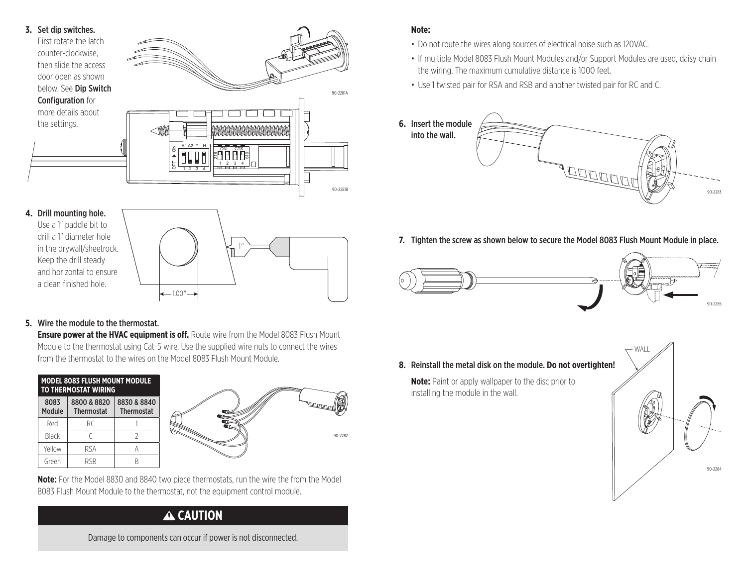**3. Set dip switches.**
First rotate the latch counter-clockwise, then slide the access door open as shown below. See **Dip Switch Configuration** for more details about the settings.

90-2281A

90-2281B

**4. Drill mounting hole.**
Use a 1" paddle bit to drill a 1" diameter hole in the drywall/sheetrock. Keep the drill steady and horizontal to ensure a clean finished hole.

**5. Wire the module to the thermostat.**
**Ensure power at the HVAC equipment is off.** Route wire from the Model 8083 Flush Mount Module to the thermostat using Cat-5 wire. Use the supplied wire nuts to connect the wires from the thermostat to the wires on the Model 8083 Flush Mount Module.

| MODEL 8083 FLUSH MOUNT MODULE TO THERMOSTAT WIRING | | |
|---|---|---|
| 8083 Module | 8800 & 8820 Thermostat | 8830 & 8840 Thermostat |
| Red | RC | 1 |
| Black | C | 2 |
| Yellow | RSA | A |
| Green | RSB | B |

90-2282

**Note:** For the Model 8830 and 8840 two piece thermostats, run the wire the from the Model 8083 Flush Mount Module to the thermostat, not the equipment control module.

**⚠ CAUTION**

Damage to components can occur if power is not disconnected.

**Note:**

- Do not route the wires along sources of electrical noise such as 120VAC.
- If multiple Model 8083 Flush Mount Modules and/or Support Modules are used, daisy chain the wiring. The maximum cumulative distance is 1000 feet.
- Use 1 twisted pair for RSA and RSB and another twisted pair for RC and C.

**6. Insert the module into the wall.**

90-2283

**7. Tighten the screw as shown below to secure the Model 8083 Flush Mount Module in place.**

90-2285

**8. Reinstall the metal disk on the module. Do not overtighten!**

**Note:** Paint or apply wallpaper to the disc prior to installing the module in the wall.

90-2284